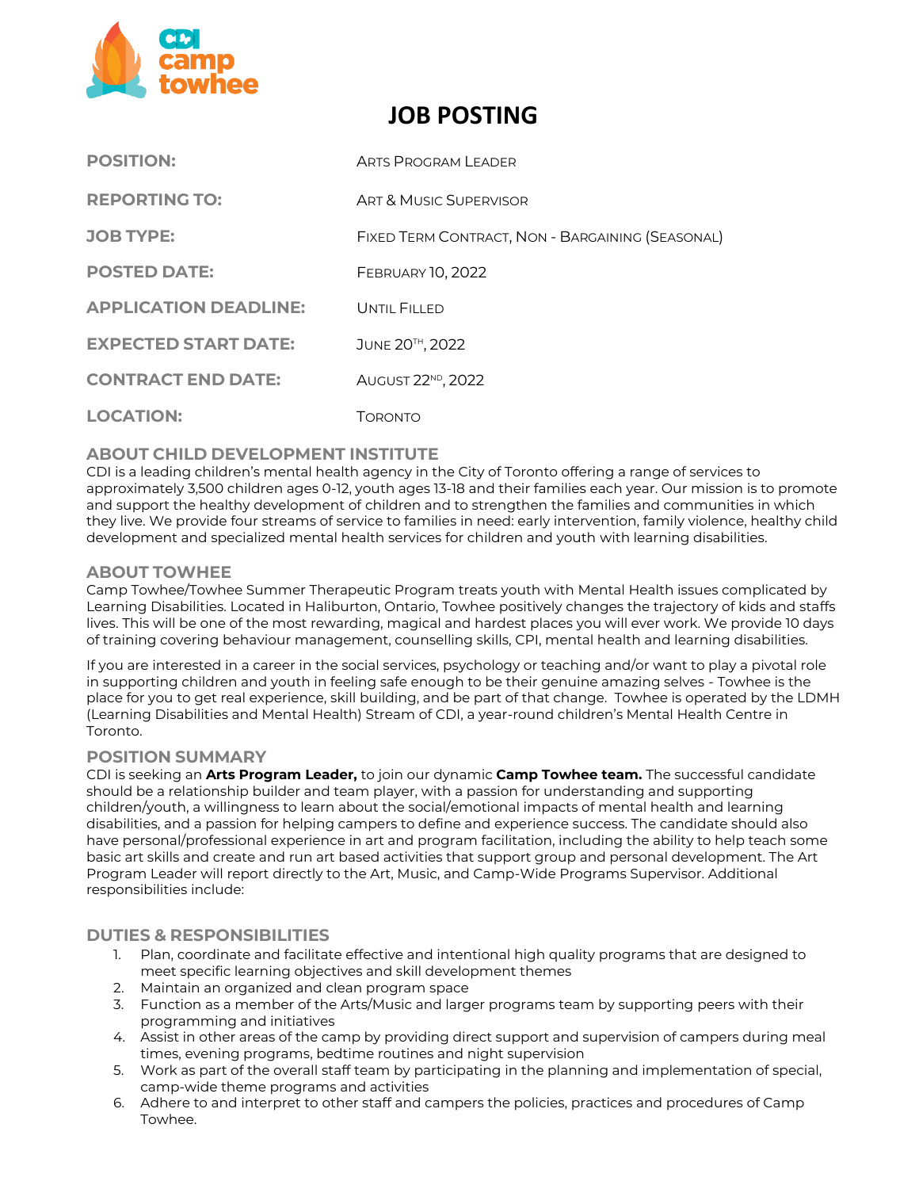# JOB POSTING

| | |
|---|---|
| **POSITION:** | Arts Program Leader |
| **REPORTING TO:** | Art & Music Supervisor |
| **JOB TYPE:** | Fixed Term Contract, Non - Bargaining (Seasonal) |
| **POSTED DATE:** | February 10, 2022 |
| **APPLICATION DEADLINE:** | Until Filled |
| **EXPECTED START DATE:** | June 20th, 2022 |
| **CONTRACT END DATE:** | August 22nd, 2022 |
| **LOCATION:** | Toronto |

## ABOUT CHILD DEVELOPMENT INSTITUTE

CDI is a leading children's mental health agency in the City of Toronto offering a range of services to approximately 3,500 children ages 0-12, youth ages 13-18 and their families each year. Our mission is to promote and support the healthy development of children and to strengthen the families and communities in which they live. We provide four streams of service to families in need: early intervention, family violence, healthy child development and specialized mental health services for children and youth with learning disabilities.

## ABOUT TOWHEE

Camp Towhee/Towhee Summer Therapeutic Program treats youth with Mental Health issues complicated by Learning Disabilities. Located in Haliburton, Ontario, Towhee positively changes the trajectory of kids and staffs lives. This will be one of the most rewarding, magical and hardest places you will ever work. We provide 10 days of training covering behaviour management, counselling skills, CPI, mental health and learning disabilities.

If you are interested in a career in the social services, psychology or teaching and/or want to play a pivotal role in supporting children and youth in feeling safe enough to be their genuine amazing selves - Towhee is the place for you to get real experience, skill building, and be part of that change. Towhee is operated by the LDMH (Learning Disabilities and Mental Health) Stream of CDI, a year-round children's Mental Health Centre in Toronto.

## POSITION SUMMARY

CDI is seeking an **Arts Program Leader,** to join our dynamic **Camp Towhee team.** The successful candidate should be a relationship builder and team player, with a passion for understanding and supporting children/youth, a willingness to learn about the social/emotional impacts of mental health and learning disabilities, and a passion for helping campers to define and experience success. The candidate should also have personal/professional experience in art and program facilitation, including the ability to help teach some basic art skills and create and run art based activities that support group and personal development. The Art Program Leader will report directly to the Art, Music, and Camp-Wide Programs Supervisor. Additional responsibilities include:

## DUTIES & RESPONSIBILITIES

1. Plan, coordinate and facilitate effective and intentional high quality programs that are designed to meet specific learning objectives and skill development themes
2. Maintain an organized and clean program space
3. Function as a member of the Arts/Music and larger programs team by supporting peers with their programming and initiatives
4. Assist in other areas of the camp by providing direct support and supervision of campers during meal times, evening programs, bedtime routines and night supervision
5. Work as part of the overall staff team by participating in the planning and implementation of special, camp-wide theme programs and activities
6. Adhere to and interpret to other staff and campers the policies, practices and procedures of Camp Towhee.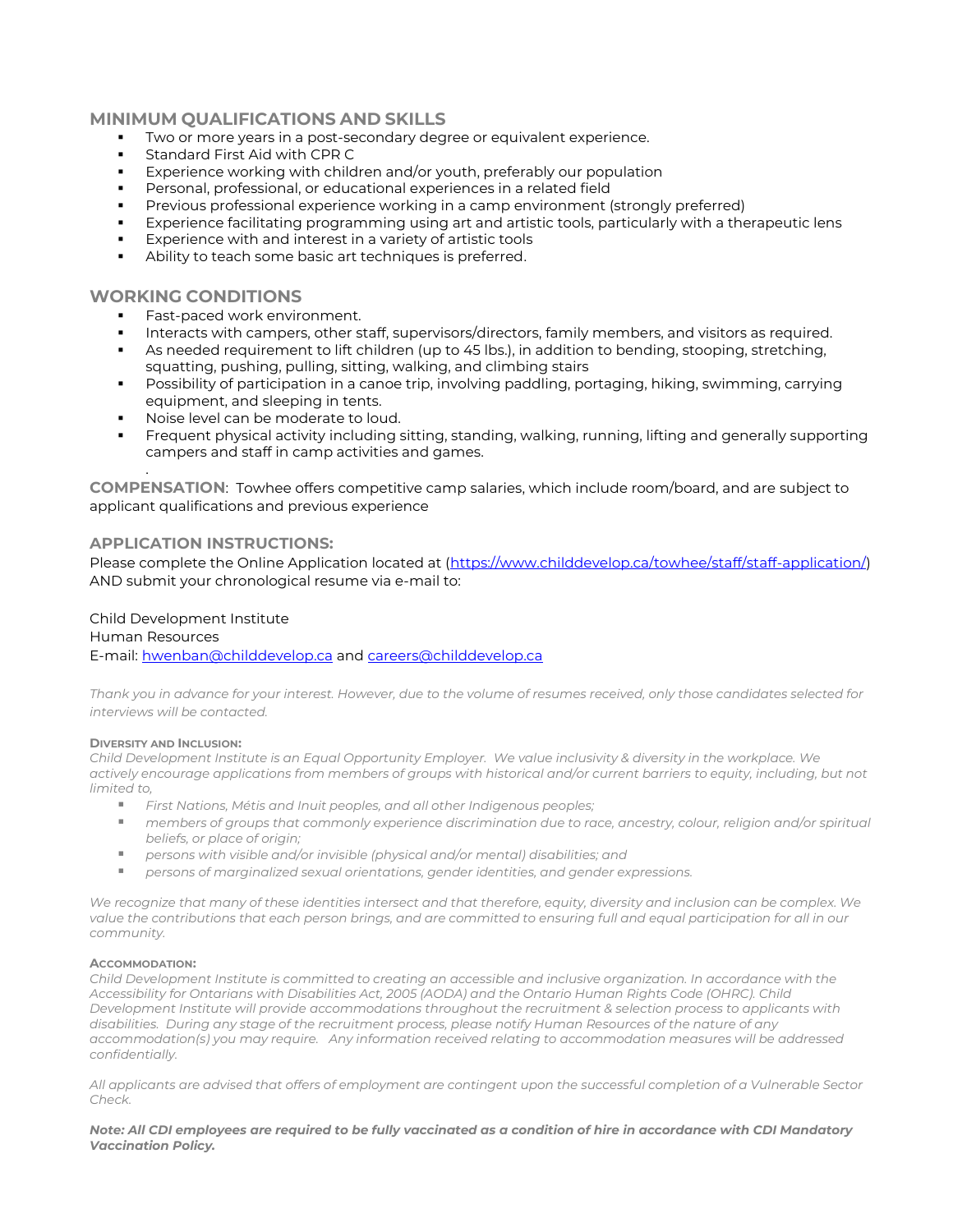## MINIMUM QUALIFICATIONS AND SKILLS

- Two or more years in a post-secondary degree or equivalent experience.
- Standard First Aid with CPR C
- Experience working with children and/or youth, preferably our population
- Personal, professional, or educational experiences in a related field
- Previous professional experience working in a camp environment (strongly preferred)
- Experience facilitating programming using art and artistic tools, particularly with a therapeutic lens
- Experience with and interest in a variety of artistic tools
- Ability to teach some basic art techniques is preferred.

## WORKING CONDITIONS

- Fast-paced work environment.
- Interacts with campers, other staff, supervisors/directors, family members, and visitors as required.
- As needed requirement to lift children (up to 45 lbs.), in addition to bending, stooping, stretching, squatting, pushing, pulling, sitting, walking, and climbing stairs
- Possibility of participation in a canoe trip, involving paddling, portaging, hiking, swimming, carrying equipment, and sleeping in tents.
- Noise level can be moderate to loud.
- Frequent physical activity including sitting, standing, walking, running, lifting and generally supporting campers and staff in camp activities and games.

.

**COMPENSATION**: Towhee offers competitive camp salaries, which include room/board, and are subject to applicant qualifications and previous experience

## APPLICATION INSTRUCTIONS:

Please complete the Online Application located at (https://www.childdevelop.ca/towhee/staff/staff-application/) AND submit your chronological resume via e-mail to:

Child Development Institute
Human Resources
E-mail: hwenban@childdevelop.ca and careers@childdevelop.ca

*Thank you in advance for your interest. However, due to the volume of resumes received, only those candidates selected for interviews will be contacted.*

**Diversity and Inclusion:**

*Child Development Institute is an Equal Opportunity Employer. We value inclusivity & diversity in the workplace. We actively encourage applications from members of groups with historical and/or current barriers to equity, including, but not limited to,*

- *First Nations, Métis and Inuit peoples, and all other Indigenous peoples;*
- *members of groups that commonly experience discrimination due to race, ancestry, colour, religion and/or spiritual beliefs, or place of origin;*
- *persons with visible and/or invisible (physical and/or mental) disabilities; and*
- *persons of marginalized sexual orientations, gender identities, and gender expressions.*

*We recognize that many of these identities intersect and that therefore, equity, diversity and inclusion can be complex. We value the contributions that each person brings, and are committed to ensuring full and equal participation for all in our community.*

**Accommodation:**

*Child Development Institute is committed to creating an accessible and inclusive organization. In accordance with the Accessibility for Ontarians with Disabilities Act, 2005 (AODA) and the Ontario Human Rights Code (OHRC). Child Development Institute will provide accommodations throughout the recruitment & selection process to applicants with disabilities. During any stage of the recruitment process, please notify Human Resources of the nature of any accommodation(s) you may require. Any information received relating to accommodation measures will be addressed confidentially.*

*All applicants are advised that offers of employment are contingent upon the successful completion of a Vulnerable Sector Check.*

***Note: All CDI employees are required to be fully vaccinated as a condition of hire in accordance with CDI Mandatory Vaccination Policy.***